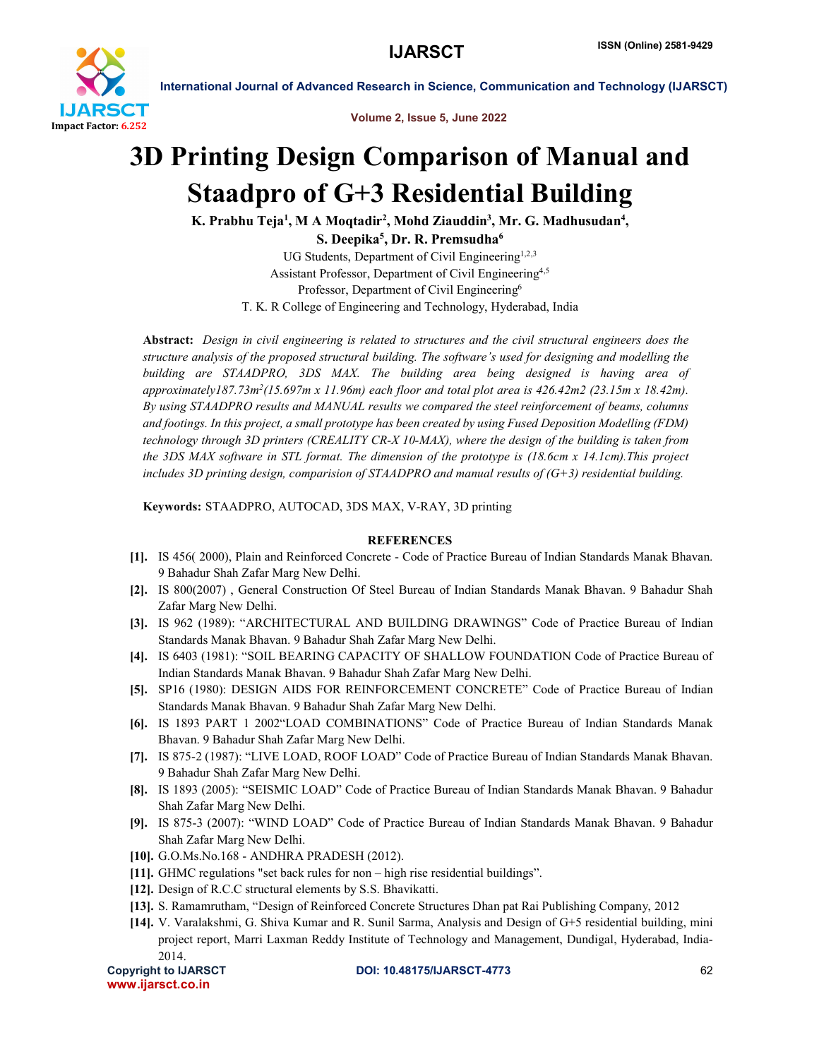# 3D Printing Design Comparison of Manual and Staadpro of G+3 Residential Building

**K. Prabhu Teja[1], M A Moqtadir[2], Mohd Ziauddin[3], Mr. G. Madhusudan[4], S. Deepika[5], Dr. R. Premsudha[6]**

UG Students, Department of Civil Engineering[1,2,3]
Assistant Professor, Department of Civil Engineering[4,5]
Professor, Department of Civil Engineering[6]
T. K. R College of Engineering and Technology, Hyderabad, India

**Abstract:** *Design in civil engineering is related to structures and the civil structural engineers does the structure analysis of the proposed structural building. The software's used for designing and modelling the building are STAADPRO, 3DS MAX. The building area being designed is having area of approximately187.73m$^2$(15.697m x 11.96m) each floor and total plot area is 426.42m2 (23.15m x 18.42m). By using STAADPRO results and MANUAL results we compared the steel reinforcement of beams, columns and footings. In this project, a small prototype has been created by using Fused Deposition Modelling (FDM) technology through 3D printers (CREALITY CR-X 10-MAX), where the design of the building is taken from the 3DS MAX software in STL format. The dimension of the prototype is (18.6cm x 14.1cm).This project includes 3D printing design, comparision of STAADPRO and manual results of (G+3) residential building.*

**Keywords:** STAADPRO, AUTOCAD, 3DS MAX, V-RAY, 3D printing

## REFERENCES

[1]. IS 456( 2000), Plain and Reinforced Concrete - Code of Practice Bureau of Indian Standards Manak Bhavan. 9 Bahadur Shah Zafar Marg New Delhi.

[2]. IS 800(2007) , General Construction Of Steel Bureau of Indian Standards Manak Bhavan. 9 Bahadur Shah Zafar Marg New Delhi.

[3]. IS 962 (1989): "ARCHITECTURAL AND BUILDING DRAWINGS" Code of Practice Bureau of Indian Standards Manak Bhavan. 9 Bahadur Shah Zafar Marg New Delhi.

[4]. IS 6403 (1981): "SOIL BEARING CAPACITY OF SHALLOW FOUNDATION Code of Practice Bureau of Indian Standards Manak Bhavan. 9 Bahadur Shah Zafar Marg New Delhi.

[5]. SP16 (1980): DESIGN AIDS FOR REINFORCEMENT CONCRETE" Code of Practice Bureau of Indian Standards Manak Bhavan. 9 Bahadur Shah Zafar Marg New Delhi.

[6]. IS 1893 PART 1 2002"LOAD COMBINATIONS" Code of Practice Bureau of Indian Standards Manak Bhavan. 9 Bahadur Shah Zafar Marg New Delhi.

[7]. IS 875-2 (1987): "LIVE LOAD, ROOF LOAD" Code of Practice Bureau of Indian Standards Manak Bhavan. 9 Bahadur Shah Zafar Marg New Delhi.

[8]. IS 1893 (2005): "SEISMIC LOAD" Code of Practice Bureau of Indian Standards Manak Bhavan. 9 Bahadur Shah Zafar Marg New Delhi.

[9]. IS 875-3 (2007): "WIND LOAD" Code of Practice Bureau of Indian Standards Manak Bhavan. 9 Bahadur Shah Zafar Marg New Delhi.

[10]. G.O.Ms.No.168 - ANDHRA PRADESH (2012).

[11]. GHMC regulations "set back rules for non – high rise residential buildings".

[12]. Design of R.C.C structural elements by S.S. Bhavikatti.

[13]. S. Ramamrutham, "Design of Reinforced Concrete Structures Dhan pat Rai Publishing Company, 2012

[14]. V. Varalakshmi, G. Shiva Kumar and R. Sunil Sarma, Analysis and Design of G+5 residential building, mini project report, Marri Laxman Reddy Institute of Technology and Management, Dundigal, Hyderabad, India-2014.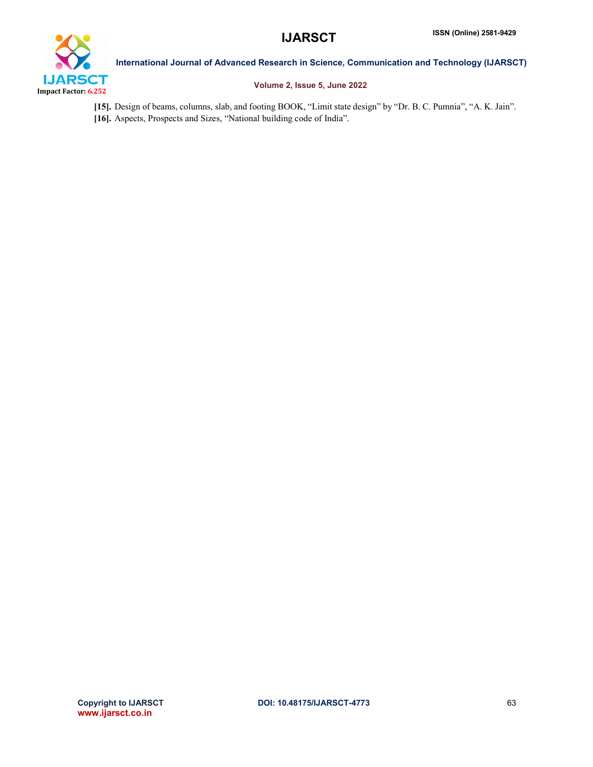**[15].** Design of beams, columns, slab, and footing BOOK, "Limit state design" by "Dr. B. C. Pumnia", "A. K. Jain".

**[16].** Aspects, Prospects and Sizes, "National building code of India".